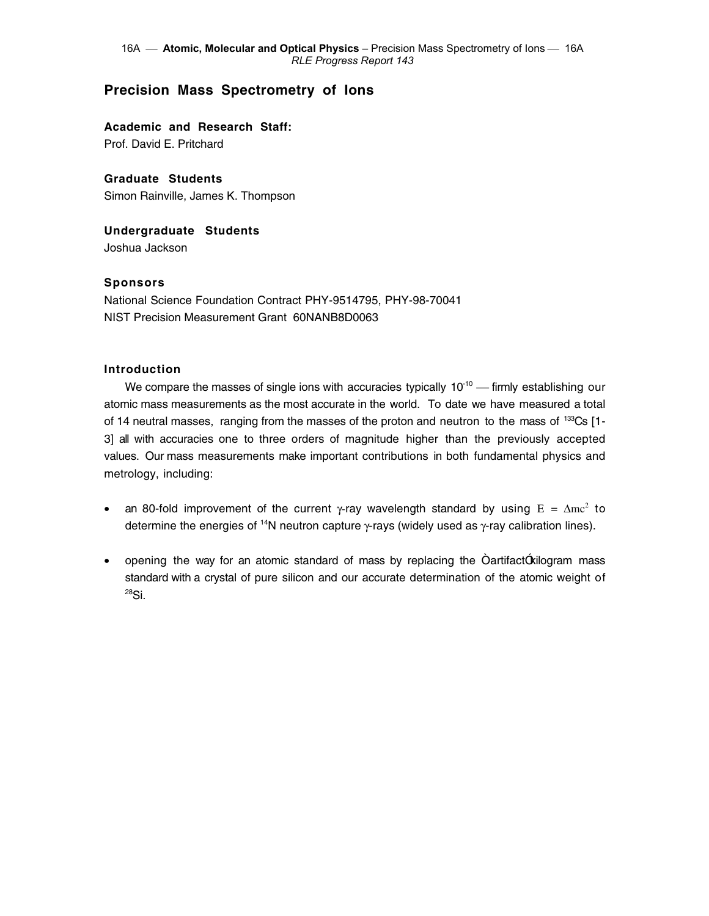# Precision Mass Spectrometry of Ions

**Academic and Research Staff:**
Prof. David E. Pritchard

**Graduate Students**
Simon Rainville, James K. Thompson

**Undergraduate Students**
Joshua Jackson

**Sponsors**
National Science Foundation Contract PHY-9514795, PHY-98-70041
NIST Precision Measurement Grant 60NANB8D0063

## Introduction

We compare the masses of single ions with accuracies typically $10^{-10}$ — firmly establishing our atomic mass measurements as the most accurate in the world. To date we have measured a total of 14 neutral masses, ranging from the masses of the proton and neutron to the mass of $^{133}$Cs [1-3] all with accuracies one to three orders of magnitude higher than the previously accepted values. Our mass measurements make important contributions in both fundamental physics and metrology, including:

- an 80-fold improvement of the current $\gamma$-ray wavelength standard by using $E = \Delta mc^2$ to determine the energies of $^{14}$N neutron capture $\gamma$-rays (widely used as $\gamma$-ray calibration lines).
- opening the way for an atomic standard of mass by replacing the ÒartifactÓ kilogram mass standard with a crystal of pure silicon and our accurate determination of the atomic weight of $^{28}$Si.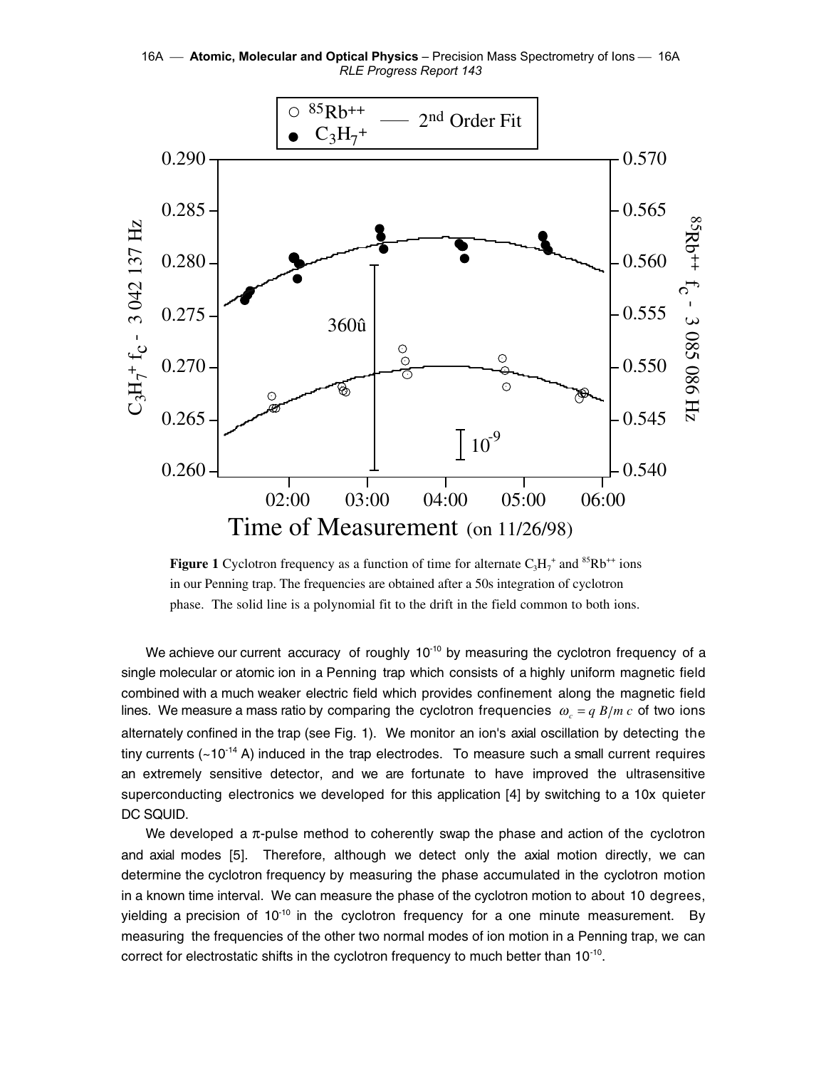**Figure 1** Cyclotron frequency as a function of time for alternate $C_3H_7^+$ and $^{85}Rb^{++}$ ions in our Penning trap. The frequencies are obtained after a 50s integration of cyclotron phase. The solid line is a polynomial fit to the drift in the field common to both ions.

We achieve our current accuracy of roughly $10^{-10}$ by measuring the cyclotron frequency of a single molecular or atomic ion in a Penning trap which consists of a highly uniform magnetic field combined with a much weaker electric field which provides confinement along the magnetic field lines. We measure a mass ratio by comparing the cyclotron frequencies $\omega_c = q\,B/m\,c$ of two ions alternately confined in the trap (see Fig. 1). We monitor an ion's axial oscillation by detecting the tiny currents (~$10^{-14}$ A) induced in the trap electrodes. To measure such a small current requires an extremely sensitive detector, and we are fortunate to have improved the ultrasensitive superconducting electronics we developed for this application [4] by switching to a 10x quieter DC SQUID.

We developed a $\pi$-pulse method to coherently swap the phase and action of the cyclotron and axial modes [5]. Therefore, although we detect only the axial motion directly, we can determine the cyclotron frequency by measuring the phase accumulated in the cyclotron motion in a known time interval. We can measure the phase of the cyclotron motion to about 10 degrees, yielding a precision of $10^{-10}$ in the cyclotron frequency for a one minute measurement. By measuring the frequencies of the other two normal modes of ion motion in a Penning trap, we can correct for electrostatic shifts in the cyclotron frequency to much better than $10^{-10}$.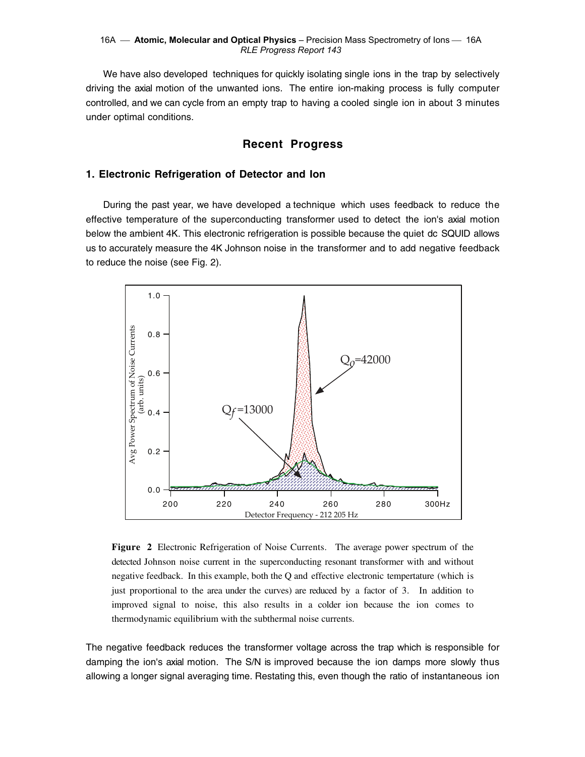We have also developed techniques for quickly isolating single ions in the trap by selectively driving the axial motion of the unwanted ions. The entire ion-making process is fully computer controlled, and we can cycle from an empty trap to having a cooled single ion in about 3 minutes under optimal conditions.

## Recent Progress

### 1. Electronic Refrigeration of Detector and Ion

During the past year, we have developed a technique which uses feedback to reduce the effective temperature of the superconducting transformer used to detect the ion's axial motion below the ambient 4K. This electronic refrigeration is possible because the quiet dc SQUID allows us to accurately measure the 4K Johnson noise in the transformer and to add negative feedback to reduce the noise (see Fig. 2).

**Figure 2** Electronic Refrigeration of Noise Currents. The average power spectrum of the detected Johnson noise current in the superconducting resonant transformer with and without negative feedback. In this example, both the Q and effective electronic tempertature (which is just proportional to the area under the curves) are reduced by a factor of 3. In addition to improved signal to noise, this also results in a colder ion because the ion comes to thermodynamic equilibrium with the subthermal noise currents.

The negative feedback reduces the transformer voltage across the trap which is responsible for damping the ion's axial motion. The S/N is improved because the ion damps more slowly thus allowing a longer signal averaging time. Restating this, even though the ratio of instantaneous ion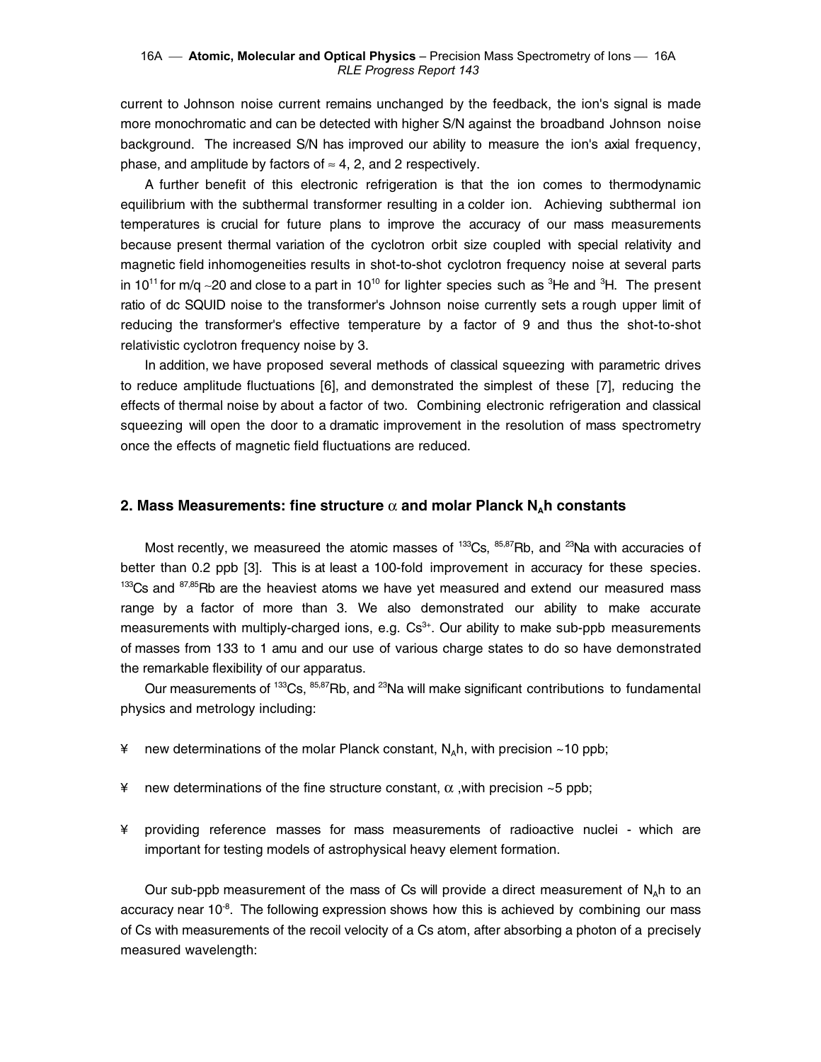current to Johnson noise current remains unchanged by the feedback, the ion's signal is made more monochromatic and can be detected with higher S/N against the broadband Johnson noise background. The increased S/N has improved our ability to measure the ion's axial frequency, phase, and amplitude by factors of ≈ 4, 2, and 2 respectively.

A further benefit of this electronic refrigeration is that the ion comes to thermodynamic equilibrium with the subthermal transformer resulting in a colder ion. Achieving subthermal ion temperatures is crucial for future plans to improve the accuracy of our mass measurements because present thermal variation of the cyclotron orbit size coupled with special relativity and magnetic field inhomogeneities results in shot-to-shot cyclotron frequency noise at several parts in $10^{11}$ for m/q ~20 and close to a part in $10^{10}$ for lighter species such as $^3$He and $^3$H. The present ratio of dc SQUID noise to the transformer's Johnson noise currently sets a rough upper limit of reducing the transformer's effective temperature by a factor of 9 and thus the shot-to-shot relativistic cyclotron frequency noise by 3.

In addition, we have proposed several methods of classical squeezing with parametric drives to reduce amplitude fluctuations [6], and demonstrated the simplest of these [7], reducing the effects of thermal noise by about a factor of two. Combining electronic refrigeration and classical squeezing will open the door to a dramatic improvement in the resolution of mass spectrometry once the effects of magnetic field fluctuations are reduced.

## 2. Mass Measurements: fine structure $\alpha$ and molar Planck $N_A h$ constants

Most recently, we measureed the atomic masses of $^{133}$Cs, $^{85,87}$Rb, and $^{23}$Na with accuracies of better than 0.2 ppb [3]. This is at least a 100-fold improvement in accuracy for these species. $^{133}$Cs and $^{87,85}$Rb are the heaviest atoms we have yet measured and extend our measured mass range by a factor of more than 3. We also demonstrated our ability to make accurate measurements with multiply-charged ions, e.g. $Cs^{3+}$. Our ability to make sub-ppb measurements of masses from 133 to 1 amu and our use of various charge states to do so have demonstrated the remarkable flexibility of our apparatus.

Our measurements of $^{133}$Cs, $^{85,87}$Rb, and $^{23}$Na will make significant contributions to fundamental physics and metrology including:

- new determinations of the molar Planck constant, $N_A h$, with precision ~10 ppb;
- new determinations of the fine structure constant, $\alpha$ ,with precision ~5 ppb;
- providing reference masses for mass measurements of radioactive nuclei - which are important for testing models of astrophysical heavy element formation.

Our sub-ppb measurement of the mass of Cs will provide a direct measurement of $N_A h$ to an accuracy near $10^{-8}$. The following expression shows how this is achieved by combining our mass of Cs with measurements of the recoil velocity of a Cs atom, after absorbing a photon of a precisely measured wavelength: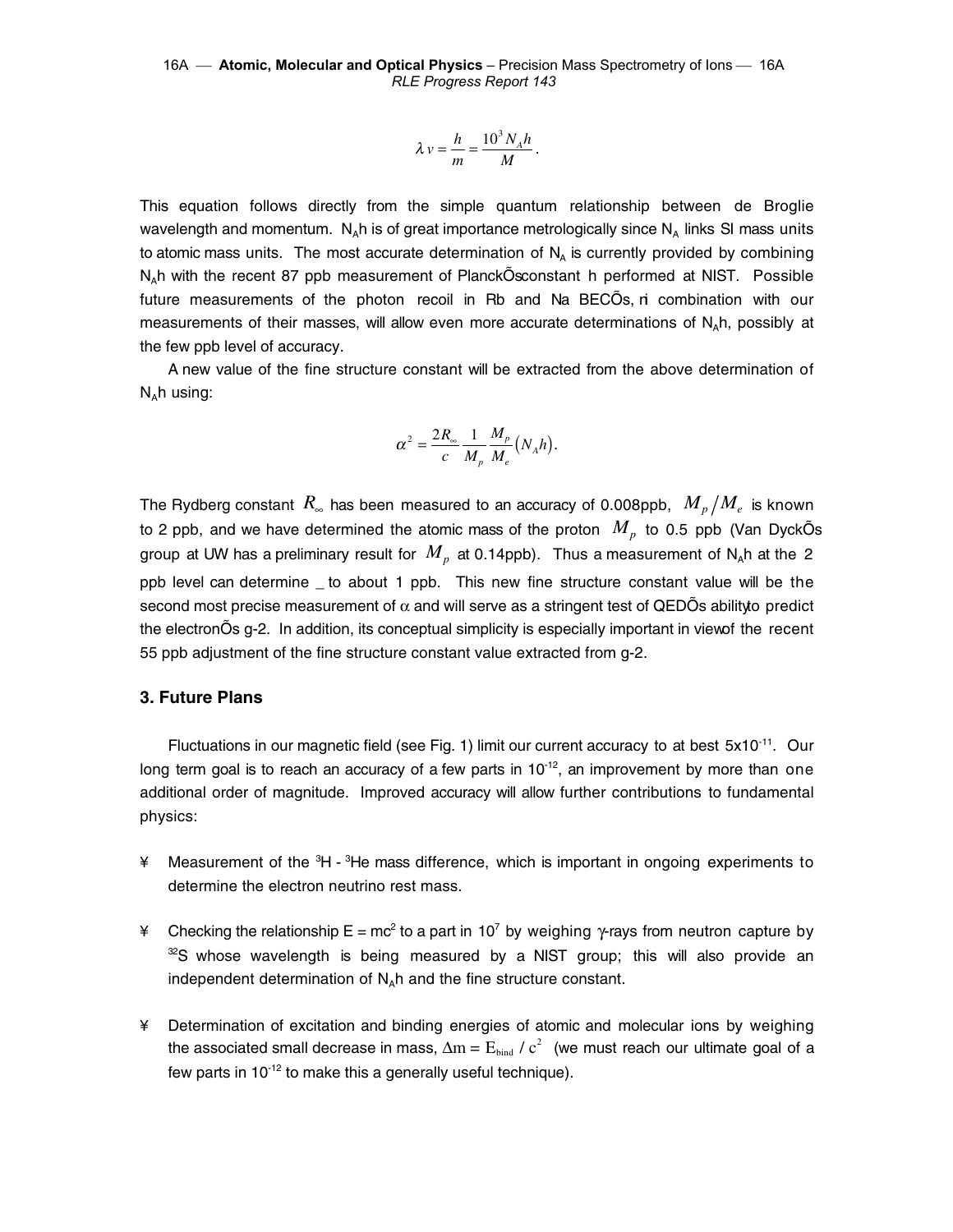$$\lambda v = \frac{h}{m} = \frac{10^3 N_A h}{M}.$$

This equation follows directly from the simple quantum relationship between de Broglie wavelength and momentum. $N_A h$ is of great importance metrologically since $N_A$ links SI mass units to atomic mass units. The most accurate determination of $N_A$ is currently provided by combining $N_A h$ with the recent 87 ppb measurement of PlanckÕsconstant h performed at NIST. Possible future measurements of the photon recoil in Rb and Na BECÕs, ni combination with our measurements of their masses, will allow even more accurate determinations of $N_A h$, possibly at the few ppb level of accuracy.

A new value of the fine structure constant will be extracted from the above determination of $N_A h$ using:

$$\alpha^2 = \frac{2R_\infty}{c}\frac{1}{M_p}\frac{M_p}{M_e}(N_A h).$$

The Rydberg constant $R_\infty$ has been measured to an accuracy of 0.008ppb, $M_p/M_e$ is known to 2 ppb, and we have determined the atomic mass of the proton $M_p$ to 0.5 ppb (Van DyckÕs group at UW has a preliminary result for $M_p$ at 0.14ppb). Thus a measurement of $N_A h$ at the 2 ppb level can determine _ to about 1 ppb. This new fine structure constant value will be the second most precise measurement of $\alpha$ and will serve as a stringent test of QEDÕs abilityto predict the electronÕs g-2. In addition, its conceptual simplicity is especially important in viewof the recent 55 ppb adjustment of the fine structure constant value extracted from g-2.

### 3. Future Plans

Fluctuations in our magnetic field (see Fig. 1) limit our current accuracy to at best $5\times10^{-11}$. Our long term goal is to reach an accuracy of a few parts in $10^{-12}$, an improvement by more than one additional order of magnitude. Improved accuracy will allow further contributions to fundamental physics:

- Measurement of the $^3$H - $^3$He mass difference, which is important in ongoing experiments to determine the electron neutrino rest mass.

- Checking the relationship $E = mc^2$ to a part in $10^7$ by weighing $\gamma$-rays from neutron capture by $^{32}$S whose wavelength is being measured by a NIST group; this will also provide an independent determination of $N_A h$ and the fine structure constant.

- Determination of excitation and binding energies of atomic and molecular ions by weighing the associated small decrease in mass, $\Delta m = E_{bind} / c^2$ (we must reach our ultimate goal of a few parts in $10^{-12}$ to make this a generally useful technique).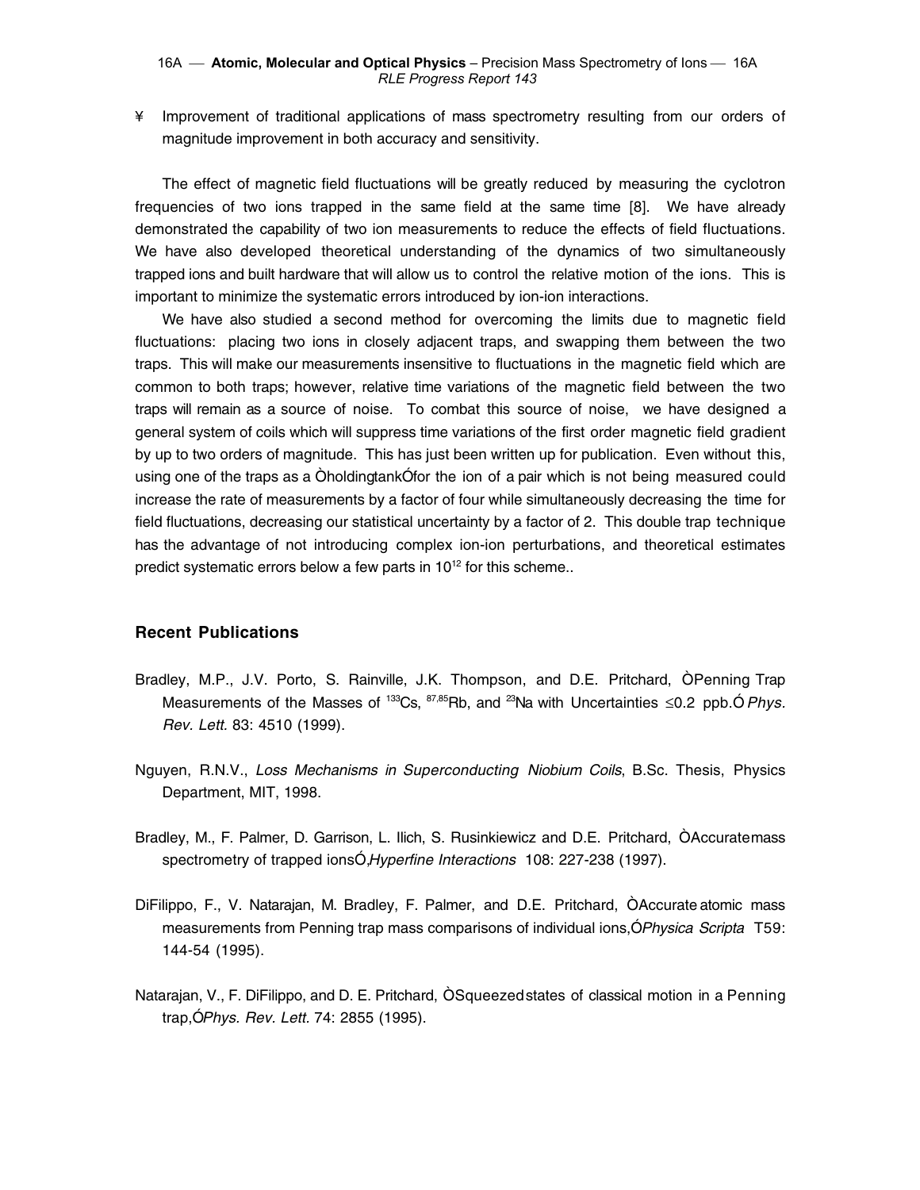- Improvement of traditional applications of mass spectrometry resulting from our orders of magnitude improvement in both accuracy and sensitivity.

The effect of magnetic field fluctuations will be greatly reduced by measuring the cyclotron frequencies of two ions trapped in the same field at the same time [8]. We have already demonstrated the capability of two ion measurements to reduce the effects of field fluctuations. We have also developed theoretical understanding of the dynamics of two simultaneously trapped ions and built hardware that will allow us to control the relative motion of the ions. This is important to minimize the systematic errors introduced by ion-ion interactions.

We have also studied a second method for overcoming the limits due to magnetic field fluctuations: placing two ions in closely adjacent traps, and swapping them between the two traps. This will make our measurements insensitive to fluctuations in the magnetic field which are common to both traps; however, relative time variations of the magnetic field between the two traps will remain as a source of noise. To combat this source of noise, we have designed a general system of coils which will suppress time variations of the first order magnetic field gradient by up to two orders of magnitude. This has just been written up for publication. Even without this, using one of the traps as a "holding tank" for the ion of a pair which is not being measured could increase the rate of measurements by a factor of four while simultaneously decreasing the time for field fluctuations, decreasing our statistical uncertainty by a factor of 2. This double trap technique has the advantage of not introducing complex ion-ion perturbations, and theoretical estimates predict systematic errors below a few parts in $10^{12}$ for this scheme..

## Recent Publications

Bradley, M.P., J.V. Porto, S. Rainville, J.K. Thompson, and D.E. Pritchard, "Penning Trap Measurements of the Masses of $^{133}$Cs, $^{87,85}$Rb, and $^{23}$Na with Uncertainties $\leq$0.2 ppb." *Phys. Rev. Lett.* 83: 4510 (1999).

Nguyen, R.N.V., *Loss Mechanisms in Superconducting Niobium Coils*, B.Sc. Thesis, Physics Department, MIT, 1998.

Bradley, M., F. Palmer, D. Garrison, L. Ilich, S. Rusinkiewicz and D.E. Pritchard, "Accurate mass spectrometry of trapped ions," *Hyperfine Interactions* 108: 227-238 (1997).

DiFilippo, F., V. Natarajan, M. Bradley, F. Palmer, and D.E. Pritchard, "Accurate atomic mass measurements from Penning trap mass comparisons of individual ions," *Physica Scripta* T59: 144-54 (1995).

Natarajan, V., F. DiFilippo, and D. E. Pritchard, "Squeezed states of classical motion in a Penning trap," *Phys. Rev. Lett.* 74: 2855 (1995).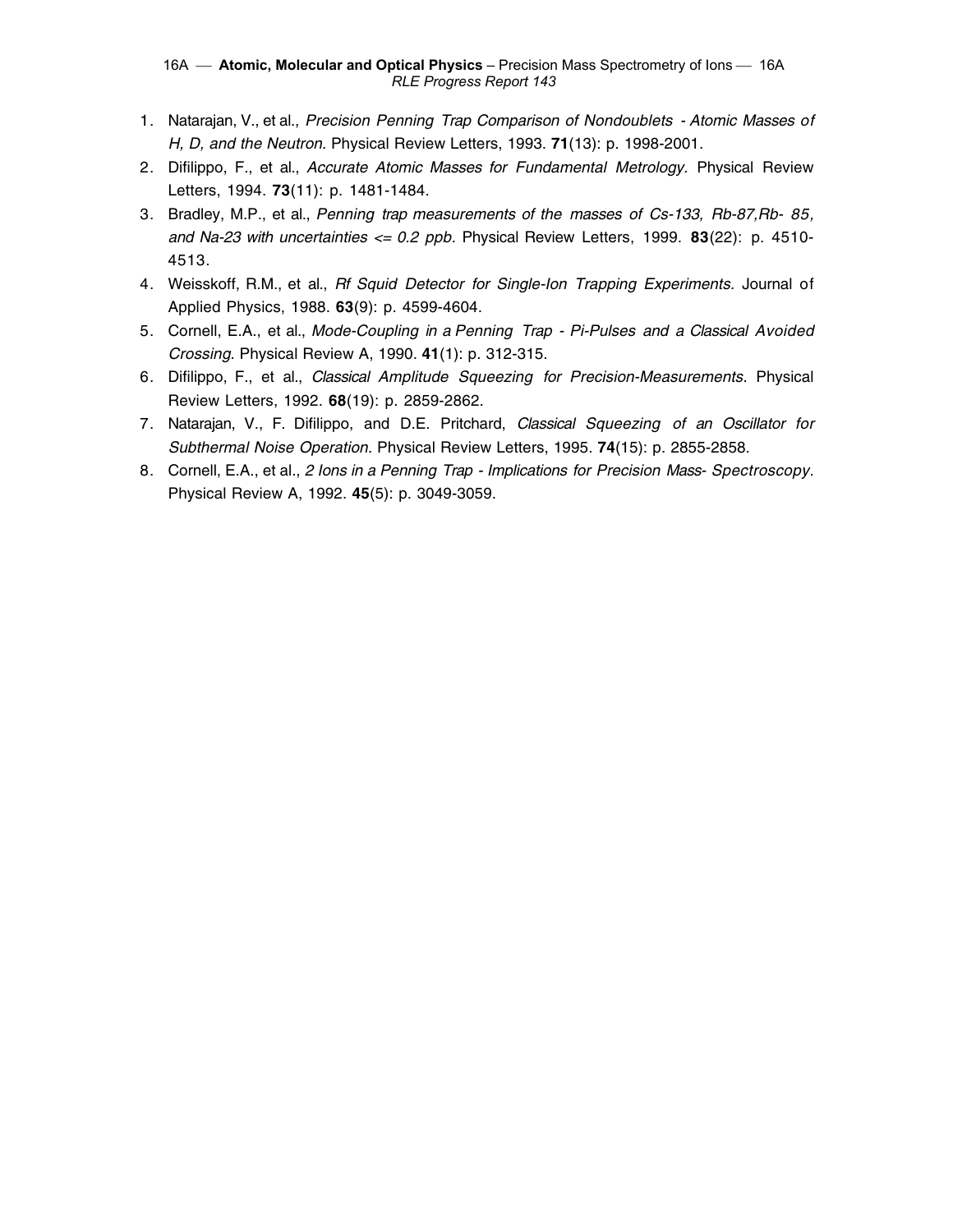1. Natarajan, V., et al., *Precision Penning Trap Comparison of Nondoublets - Atomic Masses of H, D, and the Neutron*. Physical Review Letters, 1993. **71**(13): p. 1998-2001.
2. Difilippo, F., et al., *Accurate Atomic Masses for Fundamental Metrology.* Physical Review Letters, 1994. **73**(11): p. 1481-1484.
3. Bradley, M.P., et al., *Penning trap measurements of the masses of Cs-133, Rb-87,Rb- 85, and Na-23 with uncertainties <= 0.2 ppb*. Physical Review Letters, 1999. **83**(22): p. 4510-4513.
4. Weisskoff, R.M., et al., *Rf Squid Detector for Single-Ion Trapping Experiments.* Journal of Applied Physics, 1988. **63**(9): p. 4599-4604.
5. Cornell, E.A., et al., *Mode-Coupling in a Penning Trap - Pi-Pulses and a Classical Avoided Crossing*. Physical Review A, 1990. **41**(1): p. 312-315.
6. Difilippo, F., et al., *Classical Amplitude Squeezing for Precision-Measurements.* Physical Review Letters, 1992. **68**(19): p. 2859-2862.
7. Natarajan, V., F. Difilippo, and D.E. Pritchard, *Classical Squeezing of an Oscillator for Subthermal Noise Operation.* Physical Review Letters, 1995. **74**(15): p. 2855-2858.
8. Cornell, E.A., et al., *2 Ions in a Penning Trap - Implications for Precision Mass- Spectroscopy*. Physical Review A, 1992. **45**(5): p. 3049-3059.